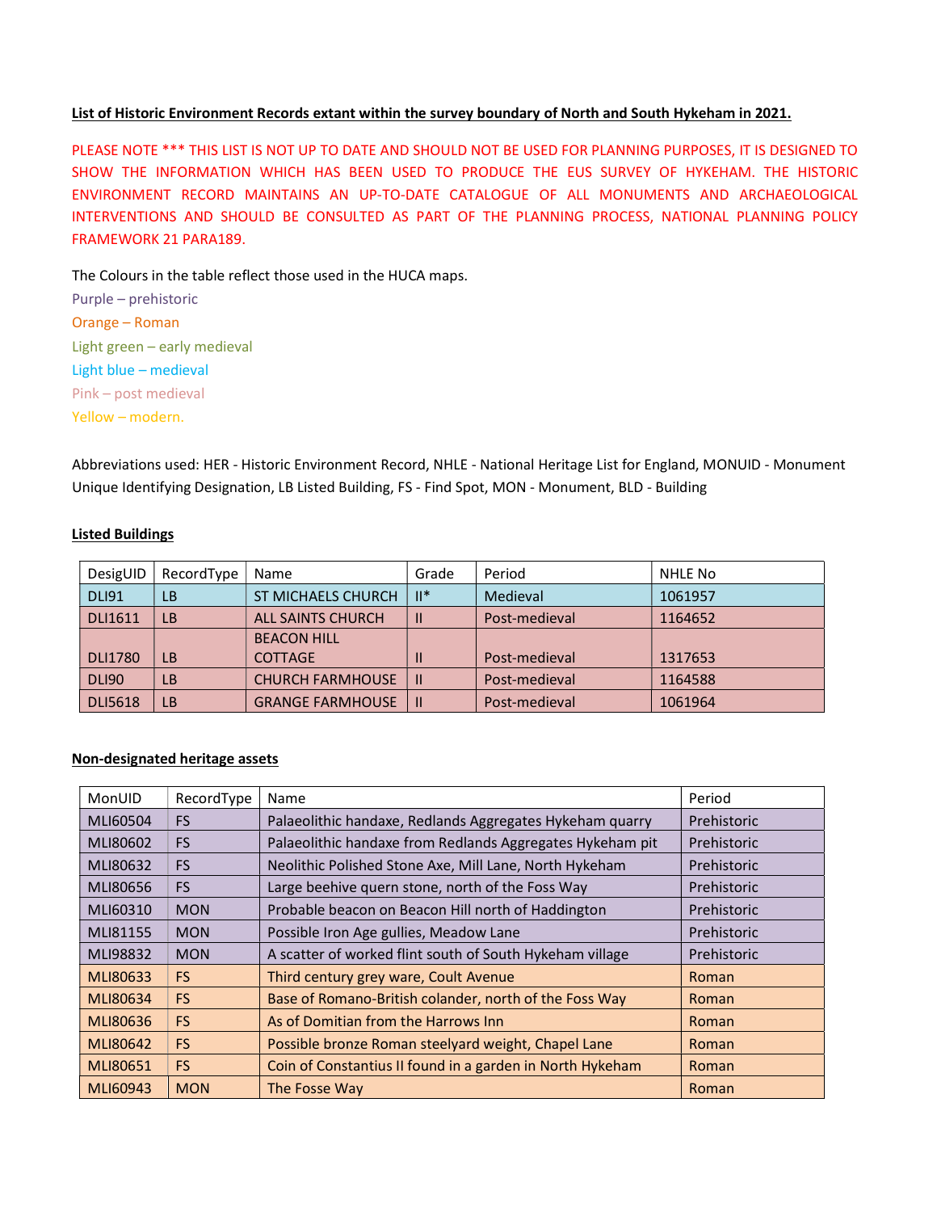**List of Historic Environment Records extant within the survey boundary of North and South Hykeham in 2021.**

PLEASE NOTE *** THIS LIST IS NOT UP TO DATE AND SHOULD NOT BE USED FOR PLANNING PURPOSES, IT IS DESIGNED TO SHOW THE INFORMATION WHICH HAS BEEN USED TO PRODUCE THE EUS SURVEY OF HYKEHAM. THE HISTORIC ENVIRONMENT RECORD MAINTAINS AN UP-TO-DATE CATALOGUE OF ALL MONUMENTS AND ARCHAEOLOGICAL INTERVENTIONS AND SHOULD BE CONSULTED AS PART OF THE PLANNING PROCESS, NATIONAL PLANNING POLICY FRAMEWORK 21 PARA189.

The Colours in the table reflect those used in the HUCA maps.

Purple – prehistoric
Orange – Roman
Light green – early medieval
Light blue – medieval
Pink – post medieval
Yellow – modern.

Abbreviations used: HER - Historic Environment Record, NHLE - National Heritage List for England, MONUID - Monument Unique Identifying Designation, LB Listed Building, FS - Find Spot, MON - Monument, BLD - Building

**Listed Buildings**

| DesigUID | RecordType | Name | Grade | Period | NHLE No |
|---|---|---|---|---|---|
| DLI91 | LB | ST MICHAELS CHURCH | II* | Medieval | 1061957 |
| DLI1611 | LB | ALL SAINTS CHURCH | II | Post-medieval | 1164652 |
| DLI1780 | LB | BEACON HILL COTTAGE | II | Post-medieval | 1317653 |
| DLI90 | LB | CHURCH FARMHOUSE | II | Post-medieval | 1164588 |
| DLI5618 | LB | GRANGE FARMHOUSE | II | Post-medieval | 1061964 |

**Non-designated heritage assets**

| MonUID | RecordType | Name | Period |
|---|---|---|---|
| MLI60504 | FS | Palaeolithic handaxe, Redlands Aggregates Hykeham quarry | Prehistoric |
| MLI80602 | FS | Palaeolithic handaxe from Redlands Aggregates Hykeham pit | Prehistoric |
| MLI80632 | FS | Neolithic Polished Stone Axe, Mill Lane, North Hykeham | Prehistoric |
| MLI80656 | FS | Large beehive quern stone, north of the Foss Way | Prehistoric |
| MLI60310 | MON | Probable beacon on Beacon Hill north of Haddington | Prehistoric |
| MLI81155 | MON | Possible Iron Age gullies, Meadow Lane | Prehistoric |
| MLI98832 | MON | A scatter of worked flint south of South Hykeham village | Prehistoric |
| MLI80633 | FS | Third century grey ware, Coult Avenue | Roman |
| MLI80634 | FS | Base of Romano-British colander, north of the Foss Way | Roman |
| MLI80636 | FS | As of Domitian from the Harrows Inn | Roman |
| MLI80642 | FS | Possible bronze Roman steelyard weight, Chapel Lane | Roman |
| MLI80651 | FS | Coin of Constantius II found in a garden in North Hykeham | Roman |
| MLI60943 | MON | The Fosse Way | Roman |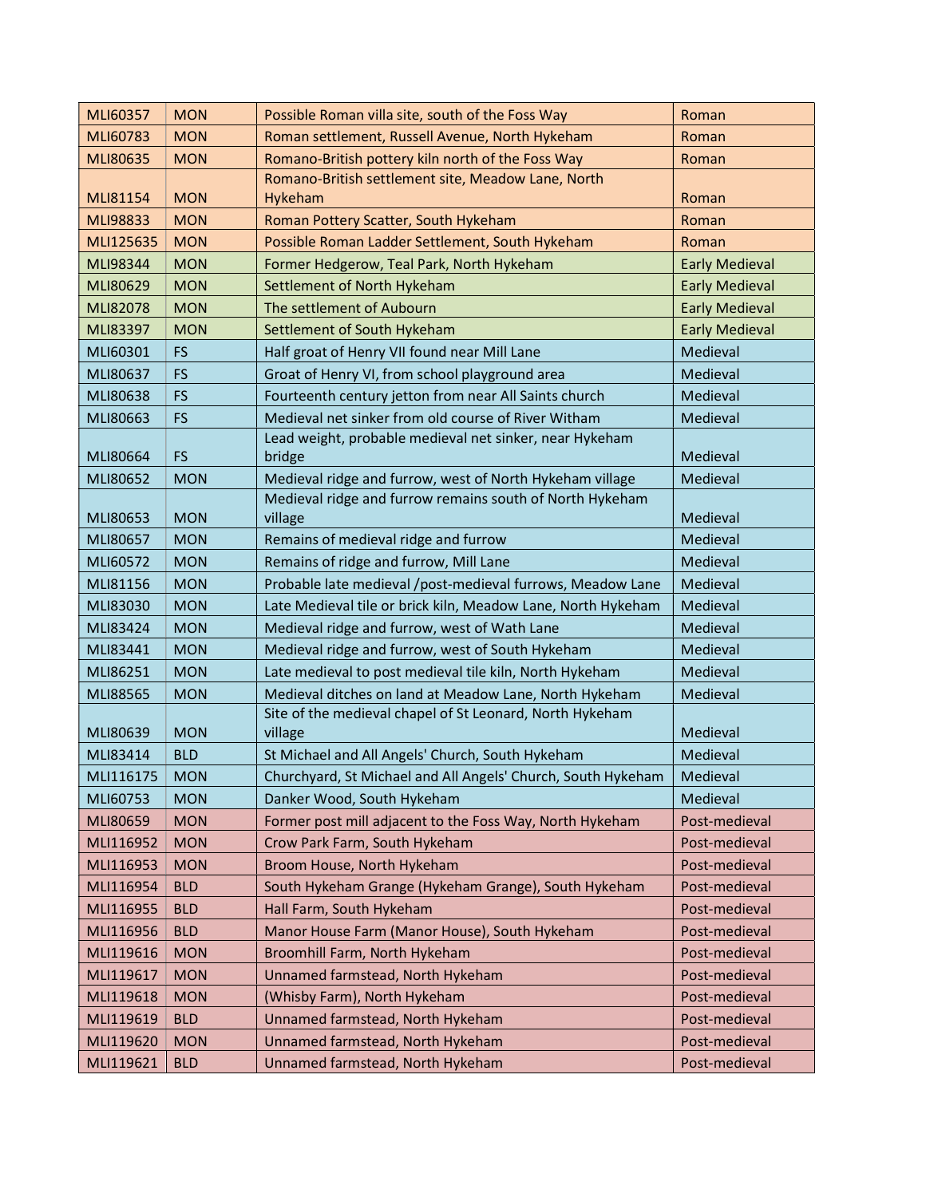| | | | |
|---|---|---|---|
| MLI60357 | MON | Possible Roman villa site, south of the Foss Way | Roman |
| MLI60783 | MON | Roman settlement, Russell Avenue, North Hykeham | Roman |
| MLI80635 | MON | Romano-British pottery kiln north of the Foss Way | Roman |
| MLI81154 | MON | Romano-British settlement site, Meadow Lane, North Hykeham | Roman |
| MLI98833 | MON | Roman Pottery Scatter, South Hykeham | Roman |
| MLI125635 | MON | Possible Roman Ladder Settlement, South Hykeham | Roman |
| MLI98344 | MON | Former Hedgerow, Teal Park, North Hykeham | Early Medieval |
| MLI80629 | MON | Settlement of North Hykeham | Early Medieval |
| MLI82078 | MON | The settlement of Aubourn | Early Medieval |
| MLI83397 | MON | Settlement of South Hykeham | Early Medieval |
| MLI60301 | FS | Half groat of Henry VII found near Mill Lane | Medieval |
| MLI80637 | FS | Groat of Henry VI, from school playground area | Medieval |
| MLI80638 | FS | Fourteenth century jetton from near All Saints church | Medieval |
| MLI80663 | FS | Medieval net sinker from old course of River Witham | Medieval |
| MLI80664 | FS | Lead weight, probable medieval net sinker, near Hykeham bridge | Medieval |
| MLI80652 | MON | Medieval ridge and furrow, west of North Hykeham village | Medieval |
| MLI80653 | MON | Medieval ridge and furrow remains south of North Hykeham village | Medieval |
| MLI80657 | MON | Remains of medieval ridge and furrow | Medieval |
| MLI60572 | MON | Remains of ridge and furrow, Mill Lane | Medieval |
| MLI81156 | MON | Probable late medieval /post-medieval furrows, Meadow Lane | Medieval |
| MLI83030 | MON | Late Medieval tile or brick kiln, Meadow Lane, North Hykeham | Medieval |
| MLI83424 | MON | Medieval ridge and furrow, west of Wath Lane | Medieval |
| MLI83441 | MON | Medieval ridge and furrow, west of South Hykeham | Medieval |
| MLI86251 | MON | Late medieval to post medieval tile kiln, North Hykeham | Medieval |
| MLI88565 | MON | Medieval ditches on land at Meadow Lane, North Hykeham | Medieval |
| MLI80639 | MON | Site of the medieval chapel of St Leonard, North Hykeham village | Medieval |
| MLI83414 | BLD | St Michael and All Angels' Church, South Hykeham | Medieval |
| MLI116175 | MON | Churchyard, St Michael and All Angels' Church, South Hykeham | Medieval |
| MLI60753 | MON | Danker Wood, South Hykeham | Medieval |
| MLI80659 | MON | Former post mill adjacent to the Foss Way, North Hykeham | Post-medieval |
| MLI116952 | MON | Crow Park Farm, South Hykeham | Post-medieval |
| MLI116953 | MON | Broom House, North Hykeham | Post-medieval |
| MLI116954 | BLD | South Hykeham Grange (Hykeham Grange), South Hykeham | Post-medieval |
| MLI116955 | BLD | Hall Farm, South Hykeham | Post-medieval |
| MLI116956 | BLD | Manor House Farm (Manor House), South Hykeham | Post-medieval |
| MLI119616 | MON | Broomhill Farm, North Hykeham | Post-medieval |
| MLI119617 | MON | Unnamed farmstead, North Hykeham | Post-medieval |
| MLI119618 | MON | (Whisby Farm), North Hykeham | Post-medieval |
| MLI119619 | BLD | Unnamed farmstead, North Hykeham | Post-medieval |
| MLI119620 | MON | Unnamed farmstead, North Hykeham | Post-medieval |
| MLI119621 | BLD | Unnamed farmstead, North Hykeham | Post-medieval |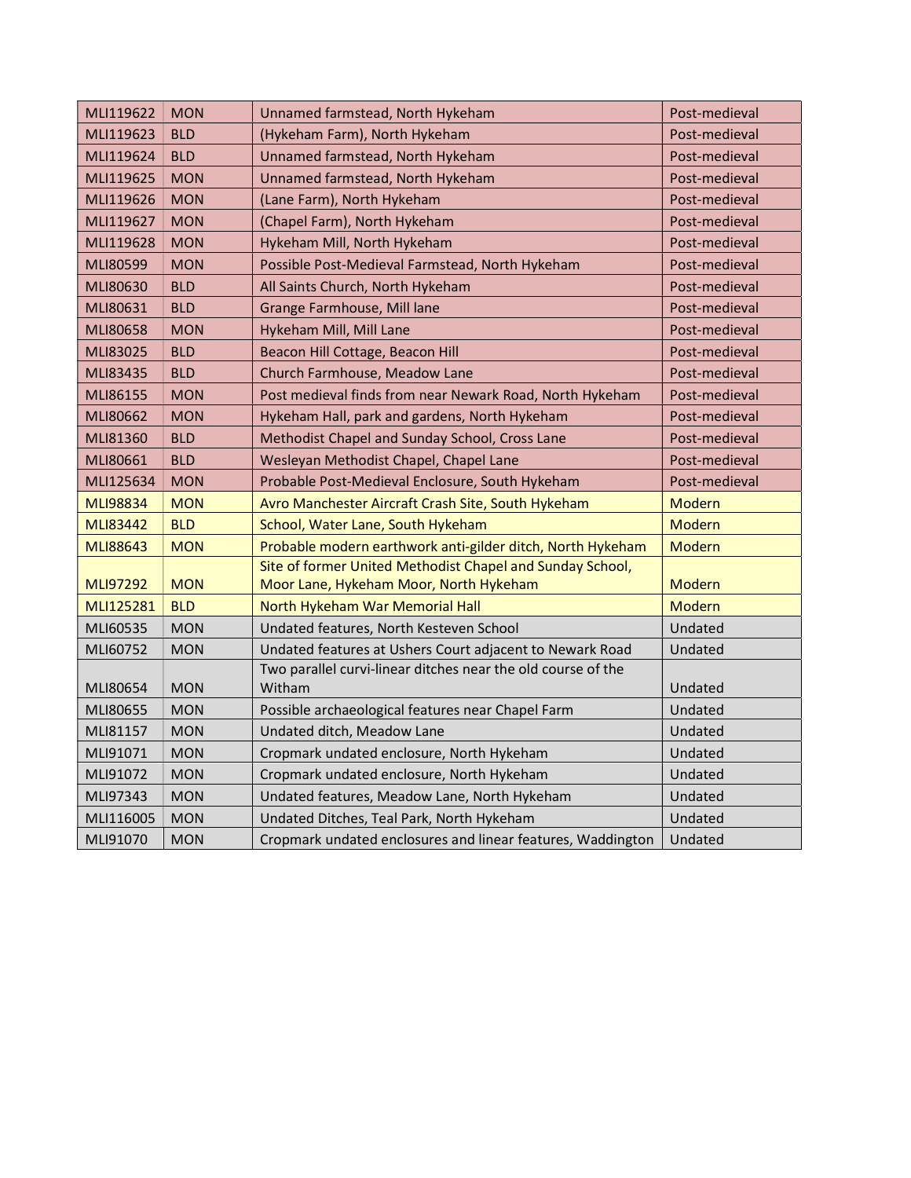| | | | |
|---|---|---|---|
| MLI119622 | MON | Unnamed farmstead, North Hykeham | Post-medieval |
| MLI119623 | BLD | (Hykeham Farm), North Hykeham | Post-medieval |
| MLI119624 | BLD | Unnamed farmstead, North Hykeham | Post-medieval |
| MLI119625 | MON | Unnamed farmstead, North Hykeham | Post-medieval |
| MLI119626 | MON | (Lane Farm), North Hykeham | Post-medieval |
| MLI119627 | MON | (Chapel Farm), North Hykeham | Post-medieval |
| MLI119628 | MON | Hykeham Mill, North Hykeham | Post-medieval |
| MLI80599 | MON | Possible Post-Medieval Farmstead, North Hykeham | Post-medieval |
| MLI80630 | BLD | All Saints Church, North Hykeham | Post-medieval |
| MLI80631 | BLD | Grange Farmhouse, Mill lane | Post-medieval |
| MLI80658 | MON | Hykeham Mill, Mill Lane | Post-medieval |
| MLI83025 | BLD | Beacon Hill Cottage, Beacon Hill | Post-medieval |
| MLI83435 | BLD | Church Farmhouse, Meadow Lane | Post-medieval |
| MLI86155 | MON | Post medieval finds from near Newark Road, North Hykeham | Post-medieval |
| MLI80662 | MON | Hykeham Hall, park and gardens, North Hykeham | Post-medieval |
| MLI81360 | BLD | Methodist Chapel and Sunday School, Cross Lane | Post-medieval |
| MLI80661 | BLD | Wesleyan Methodist Chapel, Chapel Lane | Post-medieval |
| MLI125634 | MON | Probable Post-Medieval Enclosure, South Hykeham | Post-medieval |
| MLI98834 | MON | Avro Manchester Aircraft Crash Site, South Hykeham | Modern |
| MLI83442 | BLD | School, Water Lane, South Hykeham | Modern |
| MLI88643 | MON | Probable modern earthwork anti-gilder ditch, North Hykeham | Modern |
| MLI97292 | MON | Site of former United Methodist Chapel and Sunday School, Moor Lane, Hykeham Moor, North Hykeham | Modern |
| MLI125281 | BLD | North Hykeham War Memorial Hall | Modern |
| MLI60535 | MON | Undated features, North Kesteven School | Undated |
| MLI60752 | MON | Undated features at Ushers Court adjacent to Newark Road | Undated |
| MLI80654 | MON | Two parallel curvi-linear ditches near the old course of the Witham | Undated |
| MLI80655 | MON | Possible archaeological features near Chapel Farm | Undated |
| MLI81157 | MON | Undated ditch, Meadow Lane | Undated |
| MLI91071 | MON | Cropmark undated enclosure, North Hykeham | Undated |
| MLI91072 | MON | Cropmark undated enclosure, North Hykeham | Undated |
| MLI97343 | MON | Undated features, Meadow Lane, North Hykeham | Undated |
| MLI116005 | MON | Undated Ditches, Teal Park, North Hykeham | Undated |
| MLI91070 | MON | Cropmark undated enclosures and linear features, Waddington | Undated |